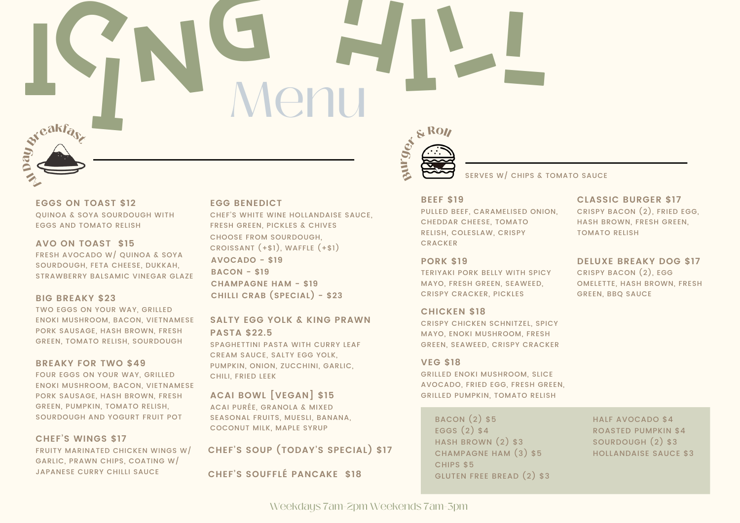# ICING HILL

# Menu

## All Day Breakfast

**EGGS ON TOAST $12**
QUINOA & SOYA SOURDOUGH WITH EGGS AND TOMATO RELISH

**AVO ON TOAST $15**
FRESH AVOCADO W/ QUINOA & SOYA SOURDOUGH, FETA CHEESE, DUKKAH, STRAWBERRY BALSAMIC VINEGAR GLAZE

**BIG BREAKY $23**
TWO EGGS ON YOUR WAY, GRILLED ENOKI MUSHROOM, BACON, VIETNAMESE PORK SAUSAGE, HASH BROWN, FRESH GREEN, TOMATO RELISH, SOURDOUGH

**BREAKY FOR TWO $49**
FOUR EGGS ON YOUR WAY, GRILLED ENOKI MUSHROOM, BACON, VIETNAMESE PORK SAUSAGE, HASH BROWN, FRESH GREEN, PUMPKIN, TOMATO RELISH, SOURDOUGH AND YOGURT FRUIT POT

**CHEF'S WINGS $17**
FRUITY MARINATED CHICKEN WINGS W/ GARLIC, PRAWN CHIPS, COATING W/ JAPANESE CURRY CHILLI SAUCE

**EGG BENEDICT**
CHEF'S WHITE WINE HOLLANDAISE SAUCE, FRESH GREEN, PICKLES & CHIVES
CHOOSE FROM SOURDOUGH, CROISSANT (+$1), WAFFLE (+$1)

- **AVOCADO - $19**
- **BACON - $19**
- **CHAMPAGNE HAM - $19**
- **CHILLI CRAB (SPECIAL) - $23**

**SALTY EGG YOLK & KING PRAWN PASTA $22.5**
SPAGHETTINI PASTA WITH CURRY LEAF CREAM SAUCE, SALTY EGG YOLK, PUMPKIN, ONION, ZUCCHINI, GARLIC, CHILI, FRIED LEEK

**ACAI BOWL [VEGAN] $15**
ACAI PURÉE, GRANOLA & MIXED SEASONAL FRUITS, MUESLI, BANANA, COCONUT MILK, MAPLE SYRUP

**CHEF'S SOUP (TODAY'S SPECIAL) $17**

**CHEF'S SOUFFLÉ PANCAKE $18**

## Burger & Roll

SERVES W/ CHIPS & TOMATO SAUCE

**BEEF $19**
PULLED BEEF, CARAMELISED ONION, CHEDDAR CHEESE, TOMATO RELISH, COLESLAW, CRISPY CRACKER

**PORK $19**
TERIYAKI PORK BELLY WITH SPICY MAYO, FRESH GREEN, SEAWEED, CRISPY CRACKER, PICKLES

**CHICKEN $18**
CRISPY CHICKEN SCHNITZEL, SPICY MAYO, ENOKI MUSHROOM, FRESH GREEN, SEAWEED, CRISPY CRACKER

**VEG $18**
GRILLED ENOKI MUSHROOM, SLICE AVOCADO, FRIED EGG, FRESH GREEN, GRILLED PUMPKIN, TOMATO RELISH

**CLASSIC BURGER $17**
CRISPY BACON (2), FRIED EGG, HASH BROWN, FRESH GREEN, TOMATO RELISH

**DELUXE BREAKY DOG $17**
CRISPY BACON (2), EGG OMELETTE, HASH BROWN, FRESH GREEN, BBQ SAUCE

BACON (2) $5
EGGS (2) $4
HASH BROWN (2) $3
CHAMPAGNE HAM (3) $5
CHIPS $5
GLUTEN FREE BREAD (2) $3
HALF AVOCADO $4
ROASTED PUMPKIN $4
SOURDOUGH (2) $3
HOLLANDAISE SAUCE $3

Weekdays 7am-2pm Weekends 7am-3pm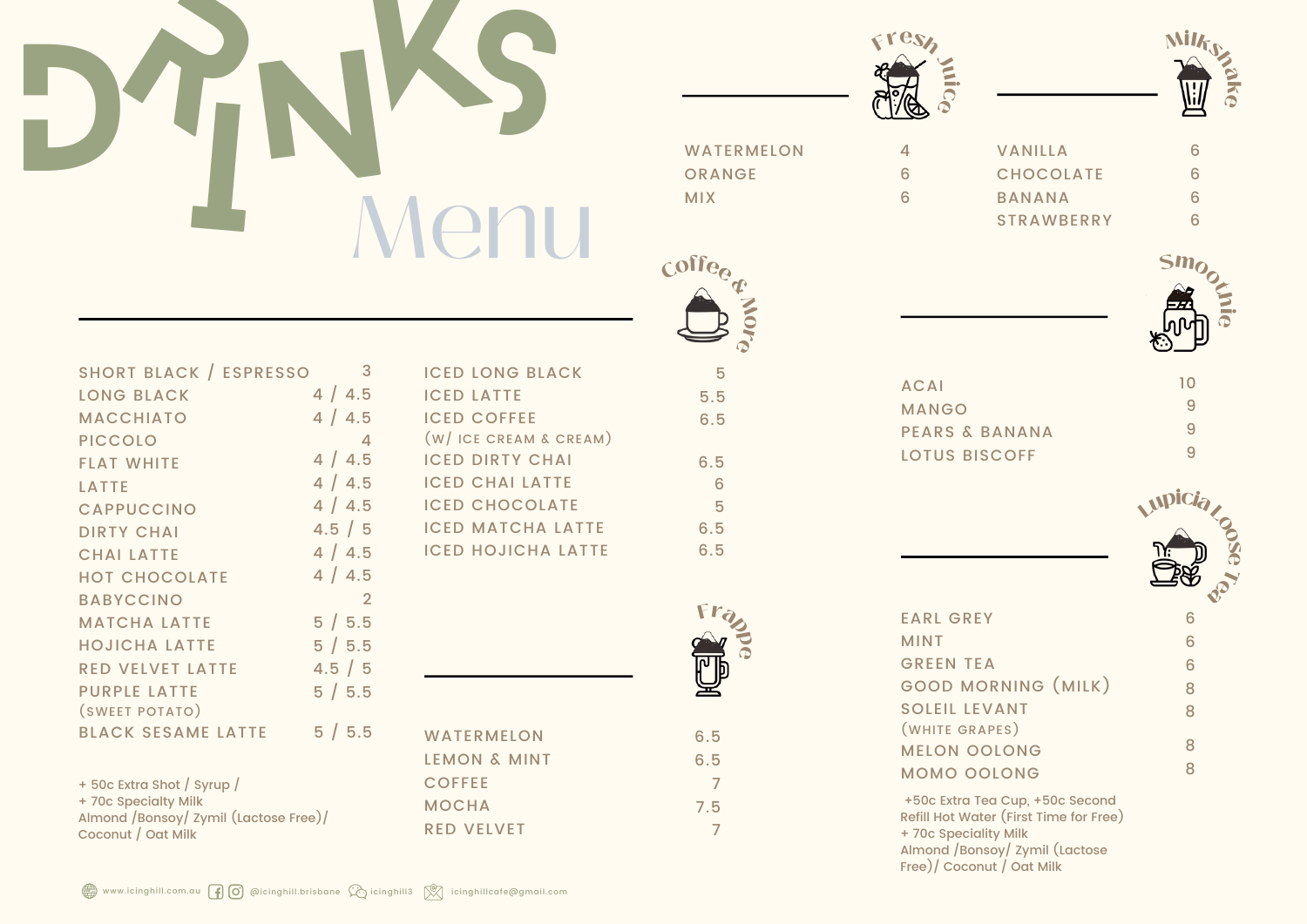# DRINKS Menu

## Fresh Juice

| | |
|---|---|
| WATERMELON | 4 |
| ORANGE | 6 |
| MIX | 6 |

## Milkshake

| | |
|---|---|
| VANILLA | 6 |
| CHOCOLATE | 6 |
| BANANA | 6 |
| STRAWBERRY | 6 |

## Coffee & More

| | |
|---|---|
| SHORT BLACK / ESPRESSO | 3 |
| LONG BLACK | 4 / 4.5 |
| MACCHIATO | 4 / 4.5 |
| PICCOLO | 4 |
| FLAT WHITE | 4 / 4.5 |
| LATTE | 4 / 4.5 |
| CAPPUCCINO | 4 / 4.5 |
| DIRTY CHAI | 4.5 / 5 |
| CHAI LATTE | 4 / 4.5 |
| HOT CHOCOLATE | 4 / 4.5 |
| BABYCCINO | 2 |
| MATCHA LATTE | 5 / 5.5 |
| HOJICHA LATTE | 5 / 5.5 |
| RED VELVET LATTE | 4.5 / 5 |
| PURPLE LATTE (SWEET POTATO) | 5 / 5.5 |
| BLACK SESAME LATTE | 5 / 5.5 |

+ 50c Extra Shot / Syrup /
+ 70c Specialty Milk
Almond /Bonsoy/ Zymil (Lactose Free)/
Coconut / Oat Milk

| | |
|---|---|
| ICED LONG BLACK | 5 |
| ICED LATTE | 5.5 |
| ICED COFFEE (W/ ICE CREAM & CREAM) | 6.5 |
| ICED DIRTY CHAI | 6.5 |
| ICED CHAI LATTE | 6 |
| ICED CHOCOLATE | 5 |
| ICED MATCHA LATTE | 6.5 |
| ICED HOJICHA LATTE | 6.5 |

## Frappe

| | |
|---|---|
| WATERMELON | 6.5 |
| LEMON & MINT | 6.5 |
| COFFEE | 7 |
| MOCHA | 7.5 |
| RED VELVET | 7 |

## Smoothie

| | |
|---|---|
| ACAI | 10 |
| MANGO | 9 |
| PEARS & BANANA | 9 |
| LOTUS BISCOFF | 9 |

## Lupicia Loose Tea

| | |
|---|---|
| EARL GREY | 6 |
| MINT | 6 |
| GREEN TEA | 6 |
| GOOD MORNING (MILK) | 8 |
| SOLEIL LEVANT (WHITE GRAPES) | 8 |
| MELON OOLONG | 8 |
| MOMO OOLONG | 8 |

+50c Extra Tea Cup, +50c Second Refill Hot Water (First Time for Free)
+ 70c Speciality Milk
Almond /Bonsoy/ Zymil (Lactose Free)/ Coconut / Oat Milk

www.icinghill.com.au @icinghill.brisbane icinghill3 icinghillcafe@gmail.com